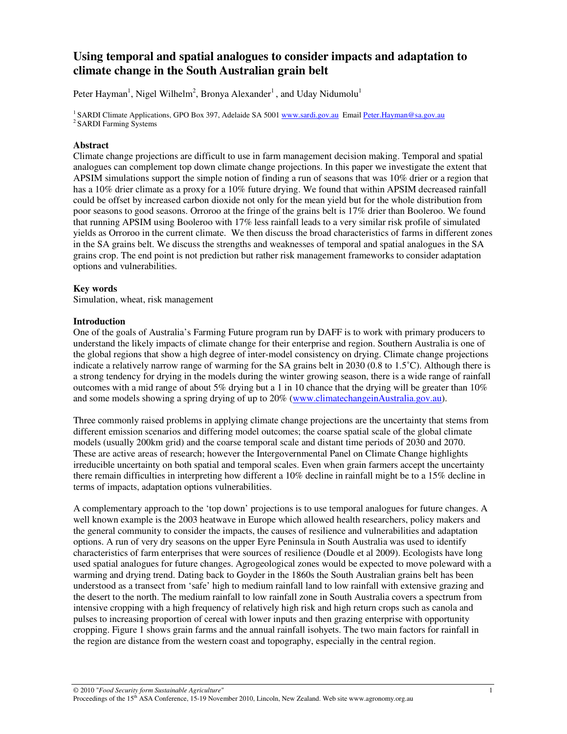# Using temporal and spatial analogues to consider impacts and adaptation to climate change in the South Australian grain belt

Peter Hayman[1], Nigel Wilhelm[2], Bronya Alexander[1], and Uday Nidumolu[1]

[1] SARDI Climate Applications, GPO Box 397, Adelaide SA 5001 www.sardi.gov.au Email Peter.Hayman@sa.gov.au
[2] SARDI Farming Systems

## Abstract

Climate change projections are difficult to use in farm management decision making. Temporal and spatial analogues can complement top down climate change projections. In this paper we investigate the extent that APSIM simulations support the simple notion of finding a run of seasons that was 10% drier or a region that has a 10% drier climate as a proxy for a 10% future drying. We found that within APSIM decreased rainfall could be offset by increased carbon dioxide not only for the mean yield but for the whole distribution from poor seasons to good seasons. Orroroo at the fringe of the grains belt is 17% drier than Booleroo. We found that running APSIM using Booleroo with 17% less rainfall leads to a very similar risk profile of simulated yields as Orroroo in the current climate. We then discuss the broad characteristics of farms in different zones in the SA grains belt. We discuss the strengths and weaknesses of temporal and spatial analogues in the SA grains crop. The end point is not prediction but rather risk management frameworks to consider adaptation options and vulnerabilities.

## Key words

Simulation, wheat, risk management

## Introduction

One of the goals of Australia's Farming Future program run by DAFF is to work with primary producers to understand the likely impacts of climate change for their enterprise and region. Southern Australia is one of the global regions that show a high degree of inter-model consistency on drying. Climate change projections indicate a relatively narrow range of warming for the SA grains belt in 2030 (0.8 to 1.5˚C). Although there is a strong tendency for drying in the models during the winter growing season, there is a wide range of rainfall outcomes with a mid range of about 5% drying but a 1 in 10 chance that the drying will be greater than 10% and some models showing a spring drying of up to 20% (www.climatechangeinAustralia.gov.au).

Three commonly raised problems in applying climate change projections are the uncertainty that stems from different emission scenarios and differing model outcomes; the coarse spatial scale of the global climate models (usually 200km grid) and the coarse temporal scale and distant time periods of 2030 and 2070. These are active areas of research; however the Intergovernmental Panel on Climate Change highlights irreducible uncertainty on both spatial and temporal scales. Even when grain farmers accept the uncertainty there remain difficulties in interpreting how different a 10% decline in rainfall might be to a 15% decline in terms of impacts, adaptation options vulnerabilities.

A complementary approach to the 'top down' projections is to use temporal analogues for future changes. A well known example is the 2003 heatwave in Europe which allowed health researchers, policy makers and the general community to consider the impacts, the causes of resilience and vulnerabilities and adaptation options. A run of very dry seasons on the upper Eyre Peninsula in South Australia was used to identify characteristics of farm enterprises that were sources of resilience (Doudle et al 2009). Ecologists have long used spatial analogues for future changes. Agrogeological zones would be expected to move poleward with a warming and drying trend. Dating back to Goyder in the 1860s the South Australian grains belt has been understood as a transect from 'safe' high to medium rainfall land to low rainfall with extensive grazing and the desert to the north. The medium rainfall to low rainfall zone in South Australia covers a spectrum from intensive cropping with a high frequency of relatively high risk and high return crops such as canola and pulses to increasing proportion of cereal with lower inputs and then grazing enterprise with opportunity cropping. Figure 1 shows grain farms and the annual rainfall isohyets. The two main factors for rainfall in the region are distance from the western coast and topography, especially in the central region.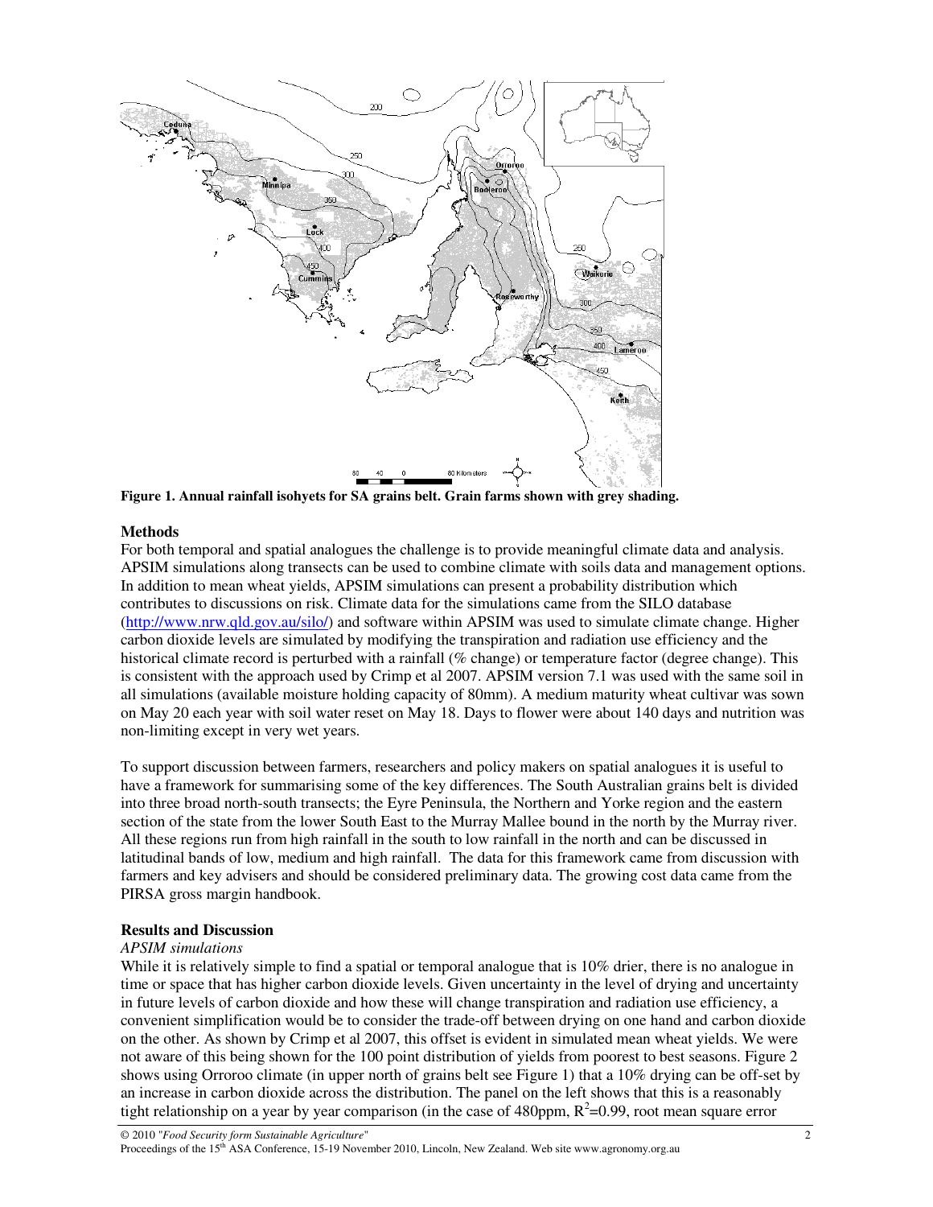**Figure 1. Annual rainfall isohyets for SA grains belt. Grain farms shown with grey shading.**

## Methods

For both temporal and spatial analogues the challenge is to provide meaningful climate data and analysis. APSIM simulations along transects can be used to combine climate with soils data and management options. In addition to mean wheat yields, APSIM simulations can present a probability distribution which contributes to discussions on risk. Climate data for the simulations came from the SILO database (http://www.nrw.qld.gov.au/silo/) and software within APSIM was used to simulate climate change. Higher carbon dioxide levels are simulated by modifying the transpiration and radiation use efficiency and the historical climate record is perturbed with a rainfall (% change) or temperature factor (degree change). This is consistent with the approach used by Crimp et al 2007. APSIM version 7.1 was used with the same soil in all simulations (available moisture holding capacity of 80mm). A medium maturity wheat cultivar was sown on May 20 each year with soil water reset on May 18. Days to flower were about 140 days and nutrition was non-limiting except in very wet years.

To support discussion between farmers, researchers and policy makers on spatial analogues it is useful to have a framework for summarising some of the key differences. The South Australian grains belt is divided into three broad north-south transects; the Eyre Peninsula, the Northern and Yorke region and the eastern section of the state from the lower South East to the Murray Mallee bound in the north by the Murray river. All these regions run from high rainfall in the south to low rainfall in the north and can be discussed in latitudinal bands of low, medium and high rainfall. The data for this framework came from discussion with farmers and key advisers and should be considered preliminary data. The growing cost data came from the PIRSA gross margin handbook.

## Results and Discussion

### *APSIM simulations*

While it is relatively simple to find a spatial or temporal analogue that is 10% drier, there is no analogue in time or space that has higher carbon dioxide levels. Given uncertainty in the level of drying and uncertainty in future levels of carbon dioxide and how these will change transpiration and radiation use efficiency, a convenient simplification would be to consider the trade-off between drying on one hand and carbon dioxide on the other. As shown by Crimp et al 2007, this offset is evident in simulated mean wheat yields. We were not aware of this being shown for the 100 point distribution of yields from poorest to best seasons. Figure 2 shows using Orroroo climate (in upper north of grains belt see Figure 1) that a 10% drying can be off-set by an increase in carbon dioxide across the distribution. The panel on the left shows that this is a reasonably tight relationship on a year by year comparison (in the case of 480ppm, $R^2$=0.99, root mean square error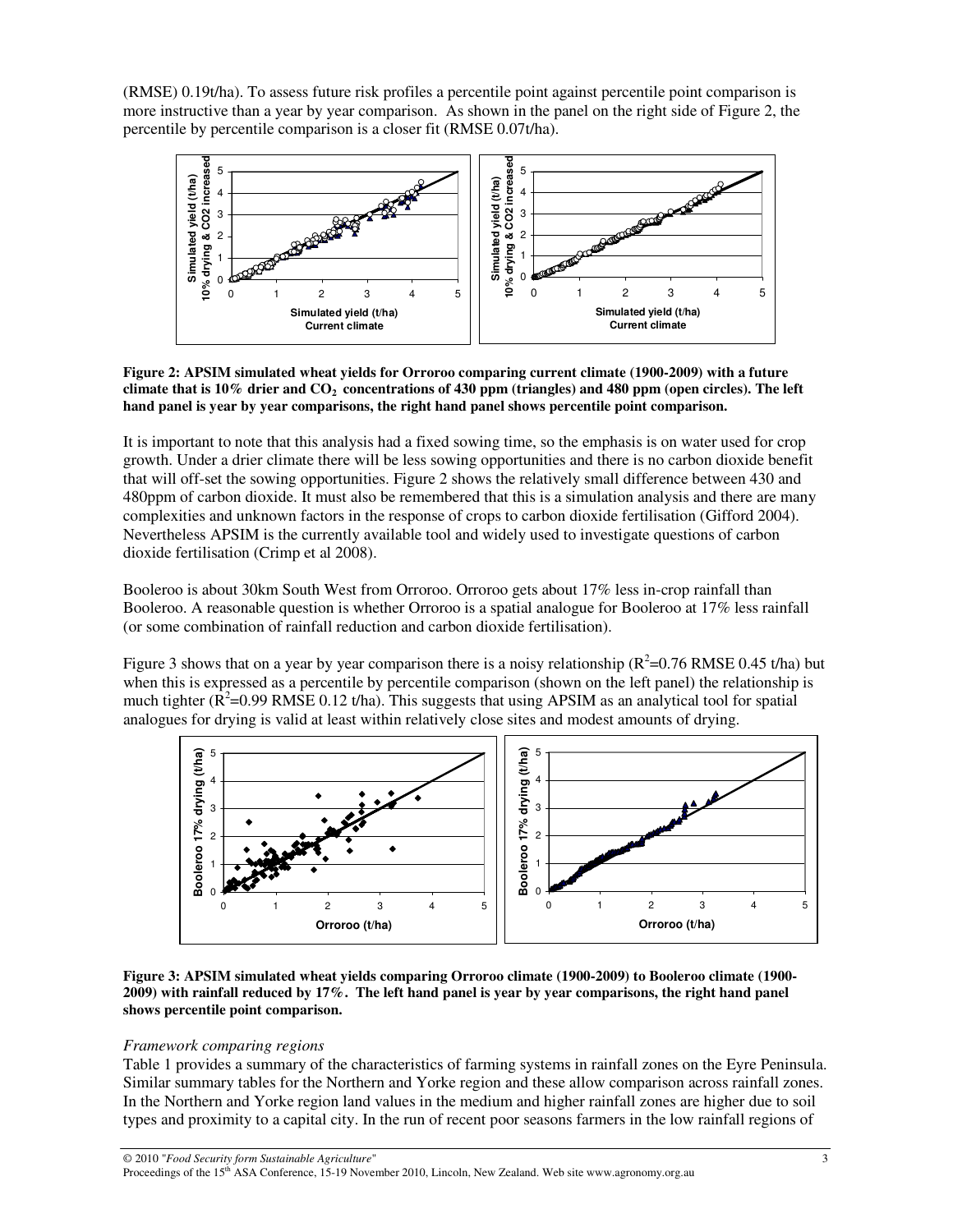(RMSE) 0.19t/ha). To assess future risk profiles a percentile point against percentile point comparison is more instructive than a year by year comparison. As shown in the panel on the right side of Figure 2, the percentile by percentile comparison is a closer fit (RMSE 0.07t/ha).

**Figure 2: APSIM simulated wheat yields for Orroroo comparing current climate (1900-2009) with a future climate that is 10% drier and $CO_2$ concentrations of 430 ppm (triangles) and 480 ppm (open circles). The left hand panel is year by year comparisons, the right hand panel shows percentile point comparison.**

It is important to note that this analysis had a fixed sowing time, so the emphasis is on water used for crop growth. Under a drier climate there will be less sowing opportunities and there is no carbon dioxide benefit that will off-set the sowing opportunities. Figure 2 shows the relatively small difference between 430 and 480ppm of carbon dioxide. It must also be remembered that this is a simulation analysis and there are many complexities and unknown factors in the response of crops to carbon dioxide fertilisation (Gifford 2004). Nevertheless APSIM is the currently available tool and widely used to investigate questions of carbon dioxide fertilisation (Crimp et al 2008).

Booleroo is about 30km South West from Orroroo. Orroroo gets about 17% less in-crop rainfall than Booleroo. A reasonable question is whether Orroroo is a spatial analogue for Booleroo at 17% less rainfall (or some combination of rainfall reduction and carbon dioxide fertilisation).

Figure 3 shows that on a year by year comparison there is a noisy relationship ($R^2$=0.76 RMSE 0.45 t/ha) but when this is expressed as a percentile by percentile comparison (shown on the left panel) the relationship is much tighter ($R^2$=0.99 RMSE 0.12 t/ha). This suggests that using APSIM as an analytical tool for spatial analogues for drying is valid at least within relatively close sites and modest amounts of drying.

**Figure 3: APSIM simulated wheat yields comparing Orroroo climate (1900-2009) to Booleroo climate (1900-2009) with rainfall reduced by 17%. The left hand panel is year by year comparisons, the right hand panel shows percentile point comparison.**

*Framework comparing regions*

Table 1 provides a summary of the characteristics of farming systems in rainfall zones on the Eyre Peninsula. Similar summary tables for the Northern and Yorke region and these allow comparison across rainfall zones. In the Northern and Yorke region land values in the medium and higher rainfall zones are higher due to soil types and proximity to a capital city. In the run of recent poor seasons farmers in the low rainfall regions of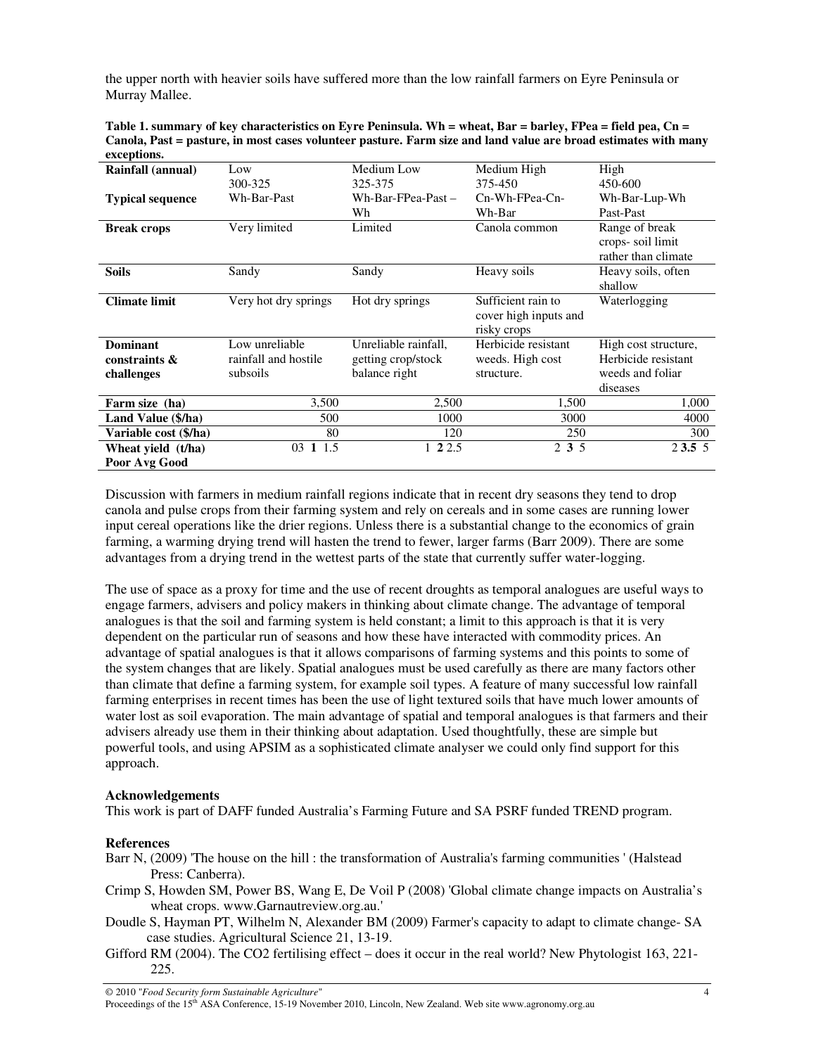the upper north with heavier soils have suffered more than the low rainfall farmers on Eyre Peninsula or Murray Mallee.

**Table 1. summary of key characteristics on Eyre Peninsula. Wh = wheat, Bar = barley, FPea = field pea, Cn = Canola, Past = pasture, in most cases volunteer pasture. Farm size and land value are broad estimates with many exceptions.**

| **Rainfall (annual)** | Low 300-325 | Medium Low 325-375 | Medium High 375-450 | High 450-600 |
|---|---|---|---|---|
| **Typical sequence** | Wh-Bar-Past | Wh-Bar-FPea-Past – Wh | Cn-Wh-FPea-Cn-Wh-Bar | Wh-Bar-Lup-Wh Past-Past |
| **Break crops** | Very limited | Limited | Canola common | Range of break crops- soil limit rather than climate |
| **Soils** | Sandy | Sandy | Heavy soils | Heavy soils, often shallow |
| **Climate limit** | Very hot dry springs | Hot dry springs | Sufficient rain to cover high inputs and risky crops | Waterlogging |
| **Dominant constraints & challenges** | Low unreliable rainfall and hostile subsoils | Unreliable rainfall, getting crop/stock balance right | Herbicide resistant weeds. High cost structure. | High cost structure, Herbicide resistant weeds and foliar diseases |
| **Farm size (ha)** | 3,500 | 2,500 | 1,500 | 1,000 |
| **Land Value ($/ha)** | 500 | 1000 | 3000 | 4000 |
| **Variable cost ($/ha)** | 80 | 120 | 250 | 300 |
| **Wheat yield (t/ha) Poor Avg Good** | 03 **1** 1.5 | 1 **2** 2.5 | 2 **3** 5 | 2 **3.5** 5 |

Discussion with farmers in medium rainfall regions indicate that in recent dry seasons they tend to drop canola and pulse crops from their farming system and rely on cereals and in some cases are running lower input cereal operations like the drier regions. Unless there is a substantial change to the economics of grain farming, a warming drying trend will hasten the trend to fewer, larger farms (Barr 2009). There are some advantages from a drying trend in the wettest parts of the state that currently suffer water-logging.

The use of space as a proxy for time and the use of recent droughts as temporal analogues are useful ways to engage farmers, advisers and policy makers in thinking about climate change. The advantage of temporal analogues is that the soil and farming system is held constant; a limit to this approach is that it is very dependent on the particular run of seasons and how these have interacted with commodity prices. An advantage of spatial analogues is that it allows comparisons of farming systems and this points to some of the system changes that are likely. Spatial analogues must be used carefully as there are many factors other than climate that define a farming system, for example soil types. A feature of many successful low rainfall farming enterprises in recent times has been the use of light textured soils that have much lower amounts of water lost as soil evaporation. The main advantage of spatial and temporal analogues is that farmers and their advisers already use them in their thinking about adaptation. Used thoughtfully, these are simple but powerful tools, and using APSIM as a sophisticated climate analyser we could only find support for this approach.

### Acknowledgements

This work is part of DAFF funded Australia's Farming Future and SA PSRF funded TREND program.

### References

Barr N, (2009) 'The house on the hill : the transformation of Australia's farming communities ' (Halstead Press: Canberra).

Crimp S, Howden SM, Power BS, Wang E, De Voil P (2008) 'Global climate change impacts on Australia's wheat crops. www.Garnautreview.org.au.'

Doudle S, Hayman PT, Wilhelm N, Alexander BM (2009) Farmer's capacity to adapt to climate change- SA case studies. Agricultural Science 21, 13-19.

Gifford RM (2004). The CO2 fertilising effect – does it occur in the real world? New Phytologist 163, 221-225.